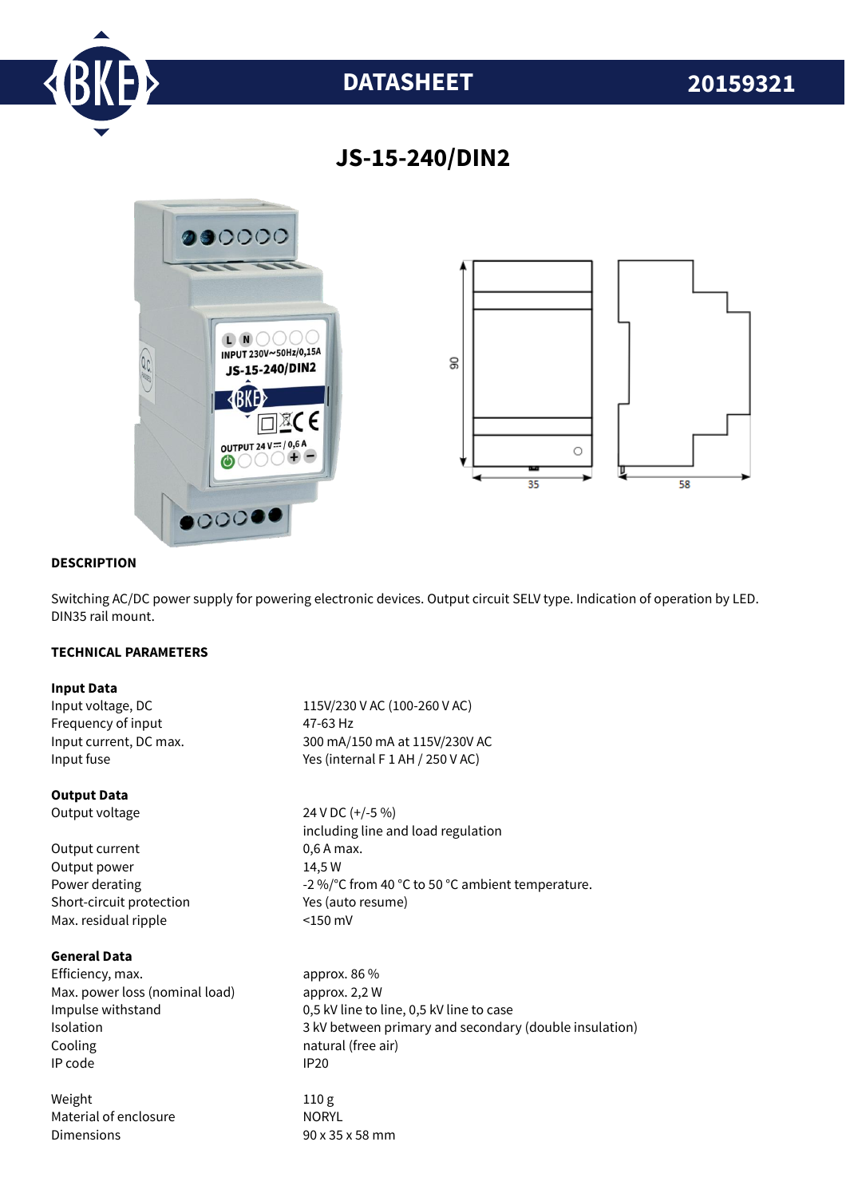# DATASHEET 20159321

## JS-15-240/DIN2

### DESCRIPTION

Switching AC/DC power supply for powering electronic devices. Output circuit SELV type. Indication of operation by LED. DIN35 rail mount.

### TECHNICAL PARAMETERS

**Input Data**

| | |
|---|---|
| Input voltage, DC | 115V/230 V AC (100-260 V AC) |
| Frequency of input | 47-63 Hz |
| Input current, DC max. | 300 mA/150 mA at 115V/230V AC |
| Input fuse | Yes (internal F 1 AH / 250 V AC) |

**Output Data**

| | |
|---|---|
| Output voltage | 24 V DC (+/-5 %) including line and load regulation |
| Output current | 0,6 A max. |
| Output power | 14,5 W |
| Power derating | -2 %/°C from 40 °C to 50 °C ambient temperature. |
| Short-circuit protection | Yes (auto resume) |
| Max. residual ripple | <150 mV |

**General Data**

| | |
|---|---|
| Efficiency, max. | approx. 86 % |
| Max. power loss (nominal load) | approx. 2,2 W |
| Impulse withstand | 0,5 kV line to line, 0,5 kV line to case |
| Isolation | 3 kV between primary and secondary (double insulation) |
| Cooling | natural (free air) |
| IP code | IP20 |
| Weight | 110 g |
| Material of enclosure | NORYL |
| Dimensions | 90 x 35 x 58 mm |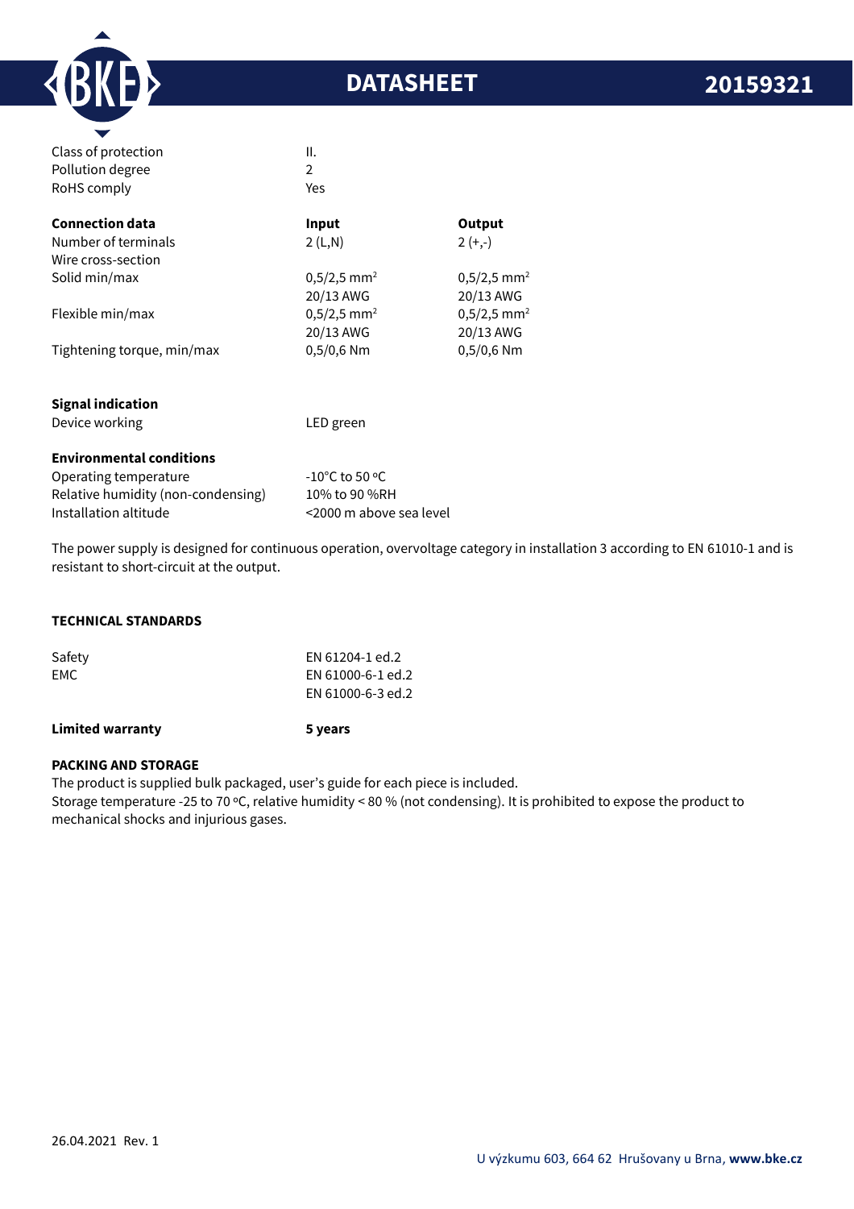| | |
|---|---|
| Class of protection | II. |
| Pollution degree | 2 |
| RoHS comply | Yes |

| **Connection data** | **Input** | **Output** |
|---|---|---|
| Number of terminals | 2 (L,N) | 2 (+,-) |
| Wire cross-section | | |
| Solid min/max | 0,5/2,5 mm$^2$<br>20/13 AWG | 0,5/2,5 mm$^2$<br>20/13 AWG |
| Flexible min/max | 0,5/2,5 mm$^2$<br>20/13 AWG | 0,5/2,5 mm$^2$<br>20/13 AWG |
| Tightening torque, min/max | 0,5/0,6 Nm | 0,5/0,6 Nm |

| **Signal indication** | |
|---|---|
| Device working | LED green |

| **Environmental conditions** | |
|---|---|
| Operating temperature | -10°C to 50 °C |
| Relative humidity (non-condensing) | 10% to 90 %RH |
| Installation altitude | <2000 m above sea level |

The power supply is designed for continuous operation, overvoltage category in installation 3 according to EN 61010-1 and is resistant to short-circuit at the output.

**TECHNICAL STANDARDS**

| | |
|---|---|
| Safety | EN 61204-1 ed.2 |
| EMC | EN 61000-6-1 ed.2<br>EN 61000-6-3 ed.2 |

**Limited warranty** **5 years**

**PACKING AND STORAGE**

The product is supplied bulk packaged, user's guide for each piece is included.
Storage temperature -25 to 70 °C, relative humidity < 80 % (not condensing). It is prohibited to expose the product to mechanical shocks and injurious gases.

26.04.2021 Rev. 1